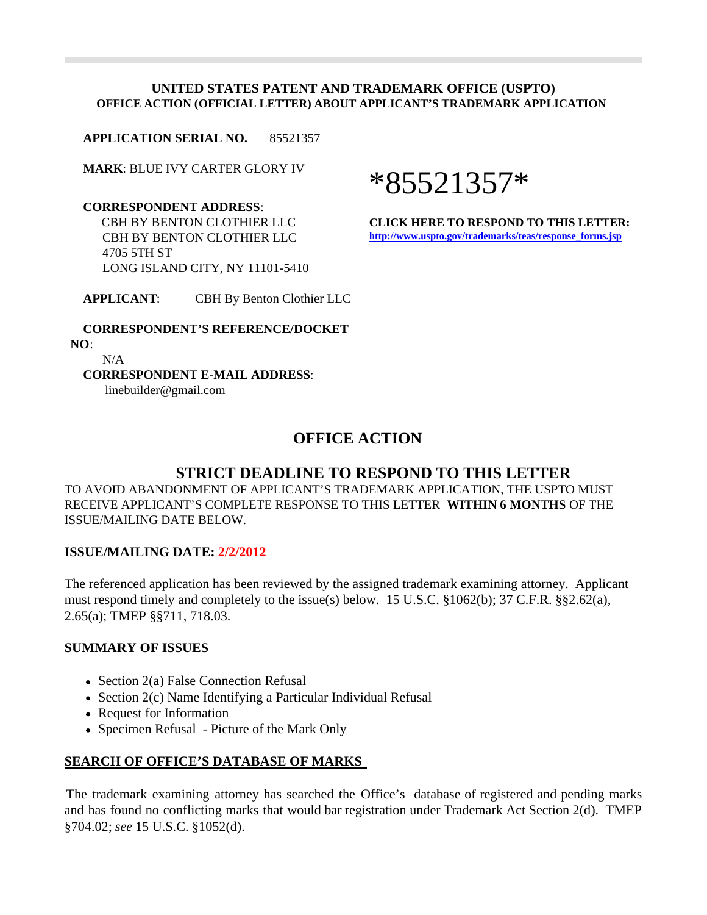**UNITED STATES PATENT AND TRADEMARK OFFICE (USPTO)**
**OFFICE ACTION (OFFICIAL LETTER) ABOUT APPLICANT'S TRADEMARK APPLICATION**

**APPLICATION SERIAL NO.** 85521357

**MARK**: BLUE IVY CARTER GLORY IV

*85521357*

**CORRESPONDENT ADDRESS**:
CBH BY BENTON CLOTHIER LLC
CBH BY BENTON CLOTHIER LLC
4705 5TH ST
LONG ISLAND CITY, NY 11101-5410

**CLICK HERE TO RESPOND TO THIS LETTER:**
http://www.uspto.gov/trademarks/teas/response_forms.jsp

**APPLICANT**: CBH By Benton Clothier LLC

**CORRESPONDENT'S REFERENCE/DOCKET NO**:
N/A

**CORRESPONDENT E-MAIL ADDRESS**:
linebuilder@gmail.com

## OFFICE ACTION

### STRICT DEADLINE TO RESPOND TO THIS LETTER

TO AVOID ABANDONMENT OF APPLICANT'S TRADEMARK APPLICATION, THE USPTO MUST RECEIVE APPLICANT'S COMPLETE RESPONSE TO THIS LETTER **WITHIN 6 MONTHS** OF THE ISSUE/MAILING DATE BELOW.

**ISSUE/MAILING DATE: 2/2/2012**

The referenced application has been reviewed by the assigned trademark examining attorney. Applicant must respond timely and completely to the issue(s) below. 15 U.S.C. §1062(b); 37 C.F.R. §§2.62(a), 2.65(a); TMEP §§711, 718.03.

**SUMMARY OF ISSUES**

- Section 2(a) False Connection Refusal
- Section 2(c) Name Identifying a Particular Individual Refusal
- Request for Information
- Specimen Refusal - Picture of the Mark Only

**SEARCH OF OFFICE'S DATABASE OF MARKS**

The trademark examining attorney has searched the Office's database of registered and pending marks and has found no conflicting marks that would bar registration under Trademark Act Section 2(d). TMEP §704.02; *see* 15 U.S.C. §1052(d).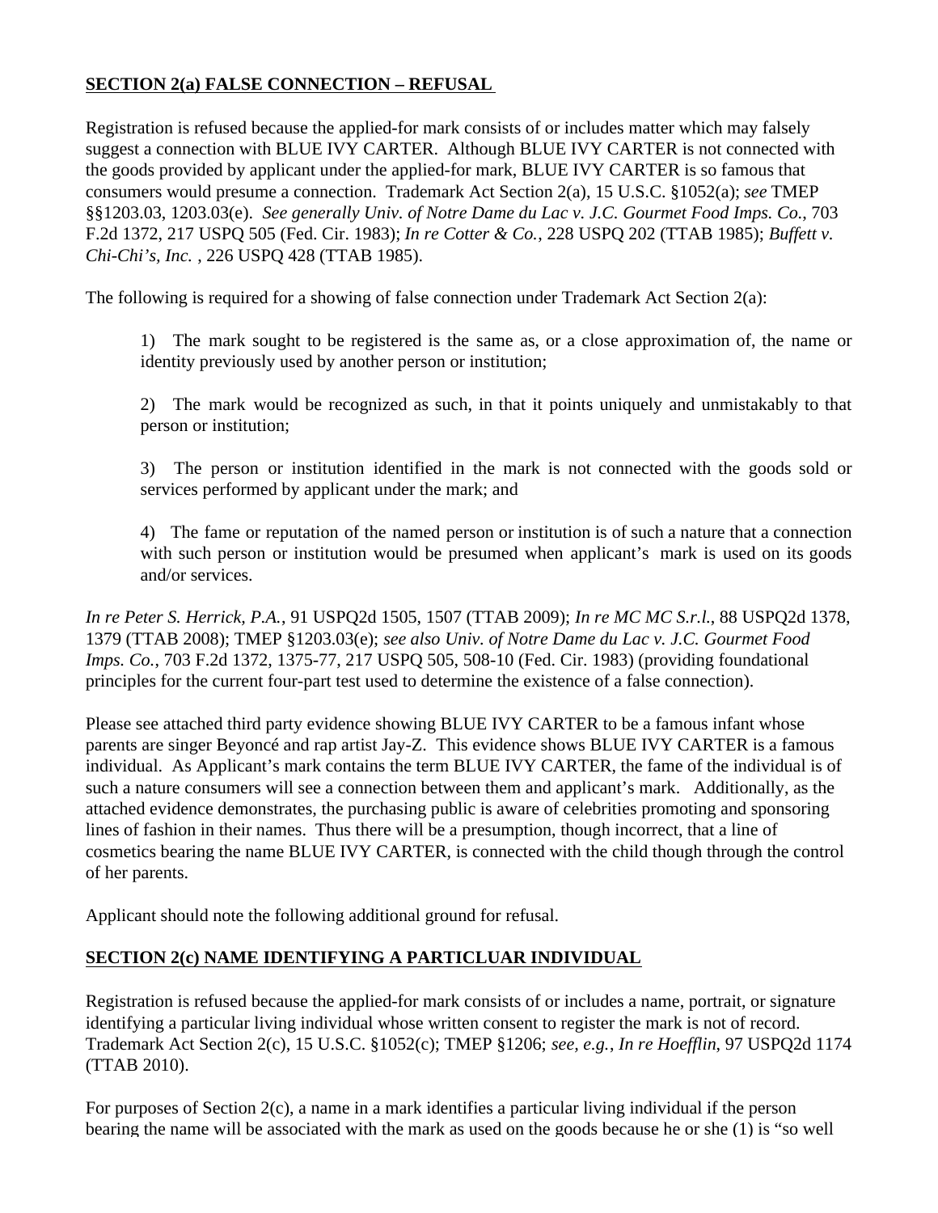**SECTION 2(a) FALSE CONNECTION – REFUSAL**

Registration is refused because the applied-for mark consists of or includes matter which may falsely suggest a connection with BLUE IVY CARTER. Although BLUE IVY CARTER is not connected with the goods provided by applicant under the applied-for mark, BLUE IVY CARTER is so famous that consumers would presume a connection. Trademark Act Section 2(a), 15 U.S.C. §1052(a); *see* TMEP §§1203.03, 1203.03(e). *See generally Univ. of Notre Dame du Lac v. J.C. Gourmet Food Imps. Co.*, 703 F.2d 1372, 217 USPQ 505 (Fed. Cir. 1983); *In re Cotter & Co.*, 228 USPQ 202 (TTAB 1985); *Buffett v. Chi-Chi's, Inc.* , 226 USPQ 428 (TTAB 1985).

The following is required for a showing of false connection under Trademark Act Section 2(a):

> 1) The mark sought to be registered is the same as, or a close approximation of, the name or identity previously used by another person or institution;
>
> 2) The mark would be recognized as such, in that it points uniquely and unmistakably to that person or institution;
>
> 3) The person or institution identified in the mark is not connected with the goods sold or services performed by applicant under the mark; and
>
> 4) The fame or reputation of the named person or institution is of such a nature that a connection with such person or institution would be presumed when applicant's mark is used on its goods and/or services.

*In re Peter S. Herrick, P.A.*, 91 USPQ2d 1505, 1507 (TTAB 2009); *In re MC MC S.r.l.*, 88 USPQ2d 1378, 1379 (TTAB 2008); TMEP §1203.03(e); *see also Univ. of Notre Dame du Lac v. J.C. Gourmet Food Imps. Co.*, 703 F.2d 1372, 1375-77, 217 USPQ 505, 508-10 (Fed. Cir. 1983) (providing foundational principles for the current four-part test used to determine the existence of a false connection).

Please see attached third party evidence showing BLUE IVY CARTER to be a famous infant whose parents are singer Beyoncé and rap artist Jay-Z. This evidence shows BLUE IVY CARTER is a famous individual. As Applicant's mark contains the term BLUE IVY CARTER, the fame of the individual is of such a nature consumers will see a connection between them and applicant's mark. Additionally, as the attached evidence demonstrates, the purchasing public is aware of celebrities promoting and sponsoring lines of fashion in their names. Thus there will be a presumption, though incorrect, that a line of cosmetics bearing the name BLUE IVY CARTER, is connected with the child though through the control of her parents.

Applicant should note the following additional ground for refusal.

**SECTION 2(c) NAME IDENTIFYING A PARTICLUAR INDIVIDUAL**

Registration is refused because the applied-for mark consists of or includes a name, portrait, or signature identifying a particular living individual whose written consent to register the mark is not of record. Trademark Act Section 2(c), 15 U.S.C. §1052(c); TMEP §1206; *see, e.g.*, *In re Hoefflin*, 97 USPQ2d 1174 (TTAB 2010).

For purposes of Section 2(c), a name in a mark identifies a particular living individual if the person bearing the name will be associated with the mark as used on the goods because he or she (1) is "so well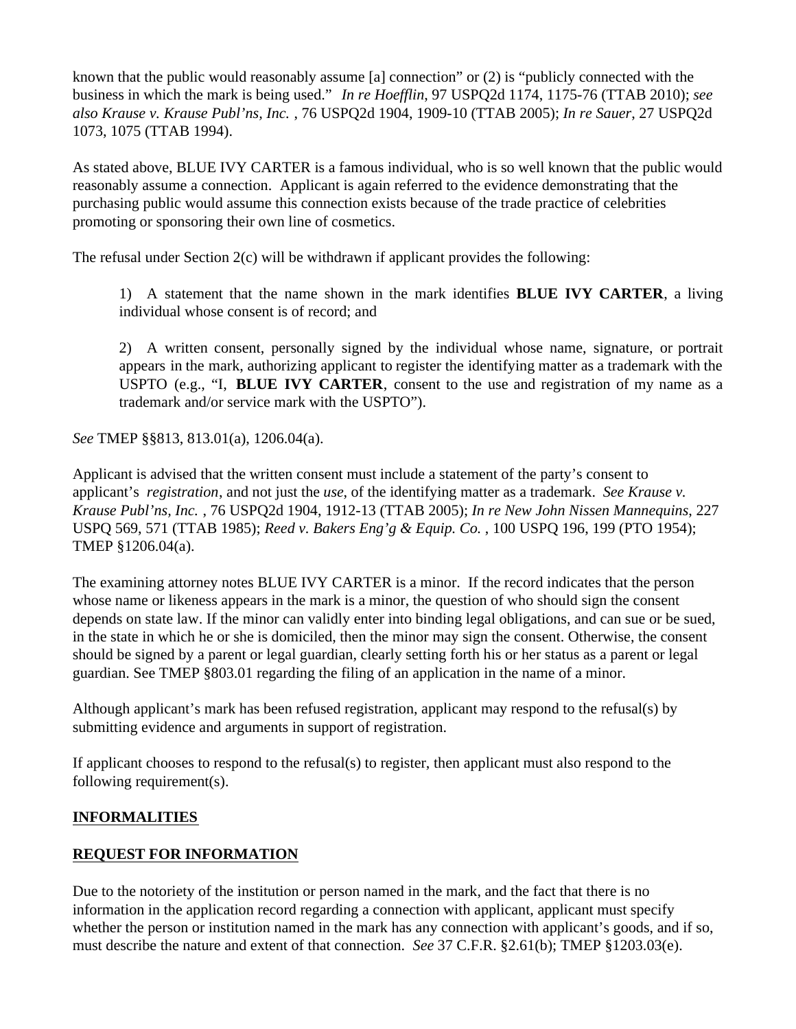known that the public would reasonably assume [a] connection" or (2) is "publicly connected with the business in which the mark is being used." *In re Hoefflin*, 97 USPQ2d 1174, 1175-76 (TTAB 2010); *see also Krause v. Krause Publ'ns, Inc.* , 76 USPQ2d 1904, 1909-10 (TTAB 2005); *In re Sauer*, 27 USPQ2d 1073, 1075 (TTAB 1994).

As stated above, BLUE IVY CARTER is a famous individual, who is so well known that the public would reasonably assume a connection. Applicant is again referred to the evidence demonstrating that the purchasing public would assume this connection exists because of the trade practice of celebrities promoting or sponsoring their own line of cosmetics.

The refusal under Section 2(c) will be withdrawn if applicant provides the following:

> 1) A statement that the name shown in the mark identifies **BLUE IVY CARTER**, a living individual whose consent is of record; and
>
> 2) A written consent, personally signed by the individual whose name, signature, or portrait appears in the mark, authorizing applicant to register the identifying matter as a trademark with the USPTO (e.g., "I, **BLUE IVY CARTER**, consent to the use and registration of my name as a trademark and/or service mark with the USPTO").

*See* TMEP §§813, 813.01(a), 1206.04(a).

Applicant is advised that the written consent must include a statement of the party's consent to applicant's *registration*, and not just the *use*, of the identifying matter as a trademark. *See Krause v. Krause Publ'ns, Inc.* , 76 USPQ2d 1904, 1912-13 (TTAB 2005); *In re New John Nissen Mannequins*, 227 USPQ 569, 571 (TTAB 1985); *Reed v. Bakers Eng'g & Equip. Co.* , 100 USPQ 196, 199 (PTO 1954); TMEP §1206.04(a).

The examining attorney notes BLUE IVY CARTER is a minor. If the record indicates that the person whose name or likeness appears in the mark is a minor, the question of who should sign the consent depends on state law. If the minor can validly enter into binding legal obligations, and can sue or be sued, in the state in which he or she is domiciled, then the minor may sign the consent. Otherwise, the consent should be signed by a parent or legal guardian, clearly setting forth his or her status as a parent or legal guardian. See TMEP §803.01 regarding the filing of an application in the name of a minor.

Although applicant's mark has been refused registration, applicant may respond to the refusal(s) by submitting evidence and arguments in support of registration.

If applicant chooses to respond to the refusal(s) to register, then applicant must also respond to the following requirement(s).

**<u>INFORMALITIES</u>**

**<u>REQUEST FOR INFORMATION</u>**

Due to the notoriety of the institution or person named in the mark, and the fact that there is no information in the application record regarding a connection with applicant, applicant must specify whether the person or institution named in the mark has any connection with applicant's goods, and if so, must describe the nature and extent of that connection. *See* 37 C.F.R. §2.61(b); TMEP §1203.03(e).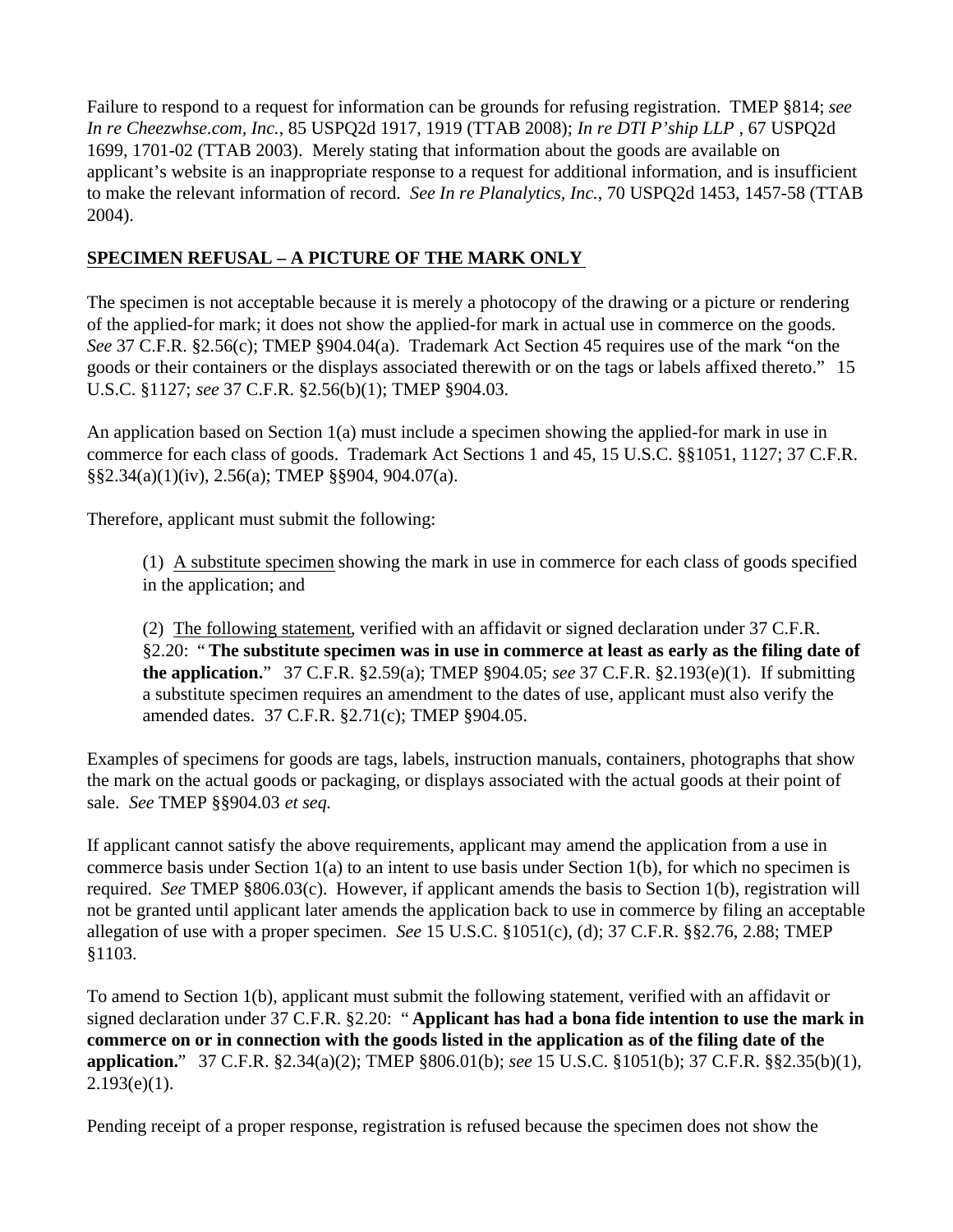Failure to respond to a request for information can be grounds for refusing registration. TMEP §814; *see In re Cheezwhse.com, Inc.*, 85 USPQ2d 1917, 1919 (TTAB 2008); *In re DTI P'ship LLP* , 67 USPQ2d 1699, 1701-02 (TTAB 2003). Merely stating that information about the goods are available on applicant's website is an inappropriate response to a request for additional information, and is insufficient to make the relevant information of record. *See In re Planalytics, Inc.*, 70 USPQ2d 1453, 1457-58 (TTAB 2004).

**SPECIMEN REFUSAL – A PICTURE OF THE MARK ONLY**

The specimen is not acceptable because it is merely a photocopy of the drawing or a picture or rendering of the applied-for mark; it does not show the applied-for mark in actual use in commerce on the goods. *See* 37 C.F.R. §2.56(c); TMEP §904.04(a). Trademark Act Section 45 requires use of the mark "on the goods or their containers or the displays associated therewith or on the tags or labels affixed thereto." 15 U.S.C. §1127; *see* 37 C.F.R. §2.56(b)(1); TMEP §904.03.

An application based on Section 1(a) must include a specimen showing the applied-for mark in use in commerce for each class of goods. Trademark Act Sections 1 and 45, 15 U.S.C. §§1051, 1127; 37 C.F.R. §§2.34(a)(1)(iv), 2.56(a); TMEP §§904, 904.07(a).

Therefore, applicant must submit the following:

> (1) A substitute specimen showing the mark in use in commerce for each class of goods specified in the application; and
>
> (2) The following statement, verified with an affidavit or signed declaration under 37 C.F.R. §2.20: " **The substitute specimen was in use in commerce at least as early as the filing date of the application.**" 37 C.F.R. §2.59(a); TMEP §904.05; *see* 37 C.F.R. §2.193(e)(1). If submitting a substitute specimen requires an amendment to the dates of use, applicant must also verify the amended dates. 37 C.F.R. §2.71(c); TMEP §904.05.

Examples of specimens for goods are tags, labels, instruction manuals, containers, photographs that show the mark on the actual goods or packaging, or displays associated with the actual goods at their point of sale. *See* TMEP §§904.03 *et seq.*

If applicant cannot satisfy the above requirements, applicant may amend the application from a use in commerce basis under Section 1(a) to an intent to use basis under Section 1(b), for which no specimen is required. *See* TMEP §806.03(c). However, if applicant amends the basis to Section 1(b), registration will not be granted until applicant later amends the application back to use in commerce by filing an acceptable allegation of use with a proper specimen. *See* 15 U.S.C. §1051(c), (d); 37 C.F.R. §§2.76, 2.88; TMEP §1103.

To amend to Section 1(b), applicant must submit the following statement, verified with an affidavit or signed declaration under 37 C.F.R. §2.20: " **Applicant has had a bona fide intention to use the mark in commerce on or in connection with the goods listed in the application as of the filing date of the application.**" 37 C.F.R. §2.34(a)(2); TMEP §806.01(b); *see* 15 U.S.C. §1051(b); 37 C.F.R. §§2.35(b)(1), 2.193(e)(1).

Pending receipt of a proper response, registration is refused because the specimen does not show the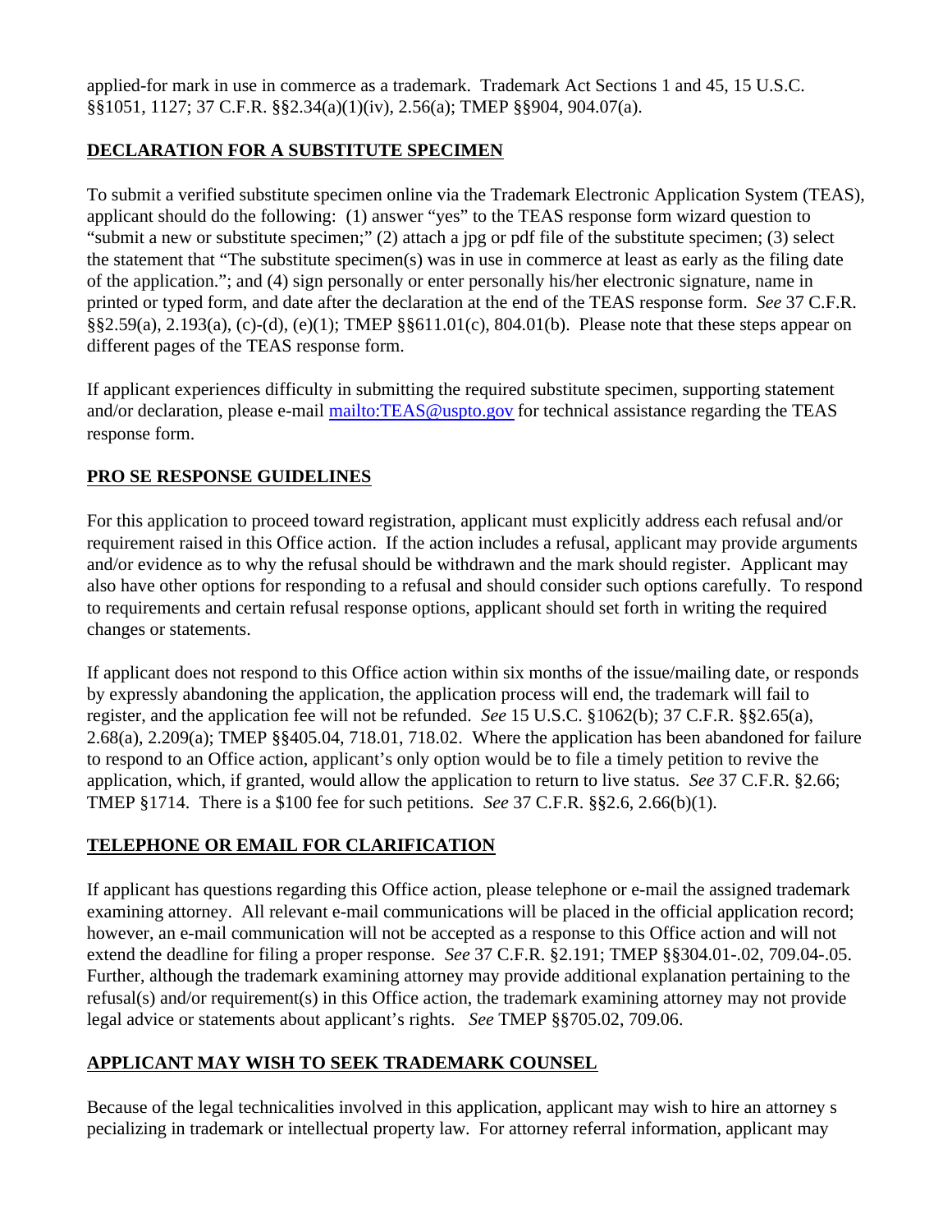applied-for mark in use in commerce as a trademark. Trademark Act Sections 1 and 45, 15 U.S.C. §§1051, 1127; 37 C.F.R. §§2.34(a)(1)(iv), 2.56(a); TMEP §§904, 904.07(a).

**DECLARATION FOR A SUBSTITUTE SPECIMEN**

To submit a verified substitute specimen online via the Trademark Electronic Application System (TEAS), applicant should do the following: (1) answer "yes" to the TEAS response form wizard question to "submit a new or substitute specimen;" (2) attach a jpg or pdf file of the substitute specimen; (3) select the statement that "The substitute specimen(s) was in use in commerce at least as early as the filing date of the application."; and (4) sign personally or enter personally his/her electronic signature, name in printed or typed form, and date after the declaration at the end of the TEAS response form. *See* 37 C.F.R. §§2.59(a), 2.193(a), (c)-(d), (e)(1); TMEP §§611.01(c), 804.01(b). Please note that these steps appear on different pages of the TEAS response form.

If applicant experiences difficulty in submitting the required substitute specimen, supporting statement and/or declaration, please e-mail mailto:TEAS@uspto.gov for technical assistance regarding the TEAS response form.

**PRO SE RESPONSE GUIDELINES**

For this application to proceed toward registration, applicant must explicitly address each refusal and/or requirement raised in this Office action. If the action includes a refusal, applicant may provide arguments and/or evidence as to why the refusal should be withdrawn and the mark should register. Applicant may also have other options for responding to a refusal and should consider such options carefully. To respond to requirements and certain refusal response options, applicant should set forth in writing the required changes or statements.

If applicant does not respond to this Office action within six months of the issue/mailing date, or responds by expressly abandoning the application, the application process will end, the trademark will fail to register, and the application fee will not be refunded. *See* 15 U.S.C. §1062(b); 37 C.F.R. §§2.65(a), 2.68(a), 2.209(a); TMEP §§405.04, 718.01, 718.02. Where the application has been abandoned for failure to respond to an Office action, applicant's only option would be to file a timely petition to revive the application, which, if granted, would allow the application to return to live status. *See* 37 C.F.R. §2.66; TMEP §1714. There is a $100 fee for such petitions. *See* 37 C.F.R. §§2.6, 2.66(b)(1).

**TELEPHONE OR EMAIL FOR CLARIFICATION**

If applicant has questions regarding this Office action, please telephone or e-mail the assigned trademark examining attorney. All relevant e-mail communications will be placed in the official application record; however, an e-mail communication will not be accepted as a response to this Office action and will not extend the deadline for filing a proper response. *See* 37 C.F.R. §2.191; TMEP §§304.01-.02, 709.04-.05. Further, although the trademark examining attorney may provide additional explanation pertaining to the refusal(s) and/or requirement(s) in this Office action, the trademark examining attorney may not provide legal advice or statements about applicant's rights. *See* TMEP §§705.02, 709.06.

**APPLICANT MAY WISH TO SEEK TRADEMARK COUNSEL**

Because of the legal technicalities involved in this application, applicant may wish to hire an attorney s pecializing in trademark or intellectual property law. For attorney referral information, applicant may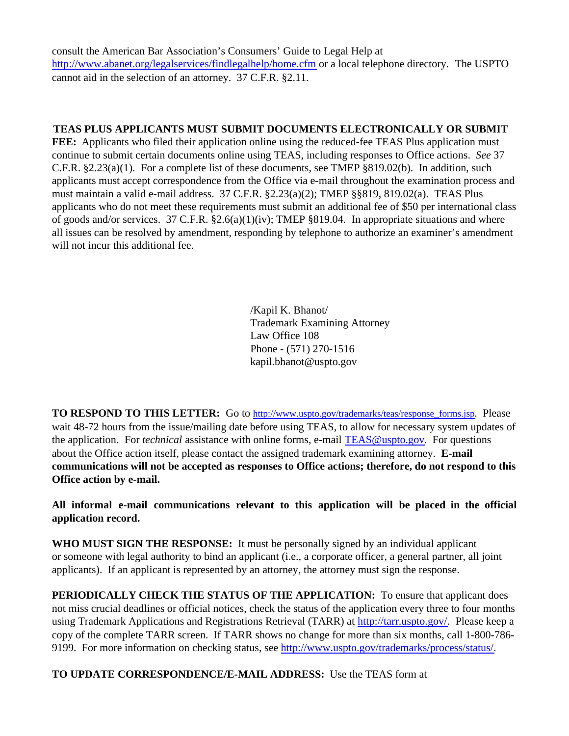consult the American Bar Association's Consumers' Guide to Legal Help at http://www.abanet.org/legalservices/findlegalhelp/home.cfm or a local telephone directory. The USPTO cannot aid in the selection of an attorney. 37 C.F.R. §2.11.

**TEAS PLUS APPLICANTS MUST SUBMIT DOCUMENTS ELECTRONICALLY OR SUBMIT FEE:** Applicants who filed their application online using the reduced-fee TEAS Plus application must continue to submit certain documents online using TEAS, including responses to Office actions. *See* 37 C.F.R. §2.23(a)(1). For a complete list of these documents, see TMEP §819.02(b). In addition, such applicants must accept correspondence from the Office via e-mail throughout the examination process and must maintain a valid e-mail address. 37 C.F.R. §2.23(a)(2); TMEP §§819, 819.02(a). TEAS Plus applicants who do not meet these requirements must submit an additional fee of $50 per international class of goods and/or services. 37 C.F.R. §2.6(a)(1)(iv); TMEP §819.04. In appropriate situations and where all issues can be resolved by amendment, responding by telephone to authorize an examiner's amendment will not incur this additional fee.

/Kapil K. Bhanot/
Trademark Examining Attorney
Law Office 108
Phone - (571) 270-1516
kapil.bhanot@uspto.gov

**TO RESPOND TO THIS LETTER:** Go to http://www.uspto.gov/trademarks/teas/response_forms.jsp. Please wait 48-72 hours from the issue/mailing date before using TEAS, to allow for necessary system updates of the application. For *technical* assistance with online forms, e-mail TEAS@uspto.gov. For questions about the Office action itself, please contact the assigned trademark examining attorney. **E-mail communications will not be accepted as responses to Office actions; therefore, do not respond to this Office action by e-mail.**

**All informal e-mail communications relevant to this application will be placed in the official application record.**

**WHO MUST SIGN THE RESPONSE:** It must be personally signed by an individual applicant or someone with legal authority to bind an applicant (i.e., a corporate officer, a general partner, all joint applicants). If an applicant is represented by an attorney, the attorney must sign the response.

**PERIODICALLY CHECK THE STATUS OF THE APPLICATION:** To ensure that applicant does not miss crucial deadlines or official notices, check the status of the application every three to four months using Trademark Applications and Registrations Retrieval (TARR) at http://tarr.uspto.gov/. Please keep a copy of the complete TARR screen. If TARR shows no change for more than six months, call 1-800-786-9199. For more information on checking status, see http://www.uspto.gov/trademarks/process/status/.

**TO UPDATE CORRESPONDENCE/E-MAIL ADDRESS:** Use the TEAS form at